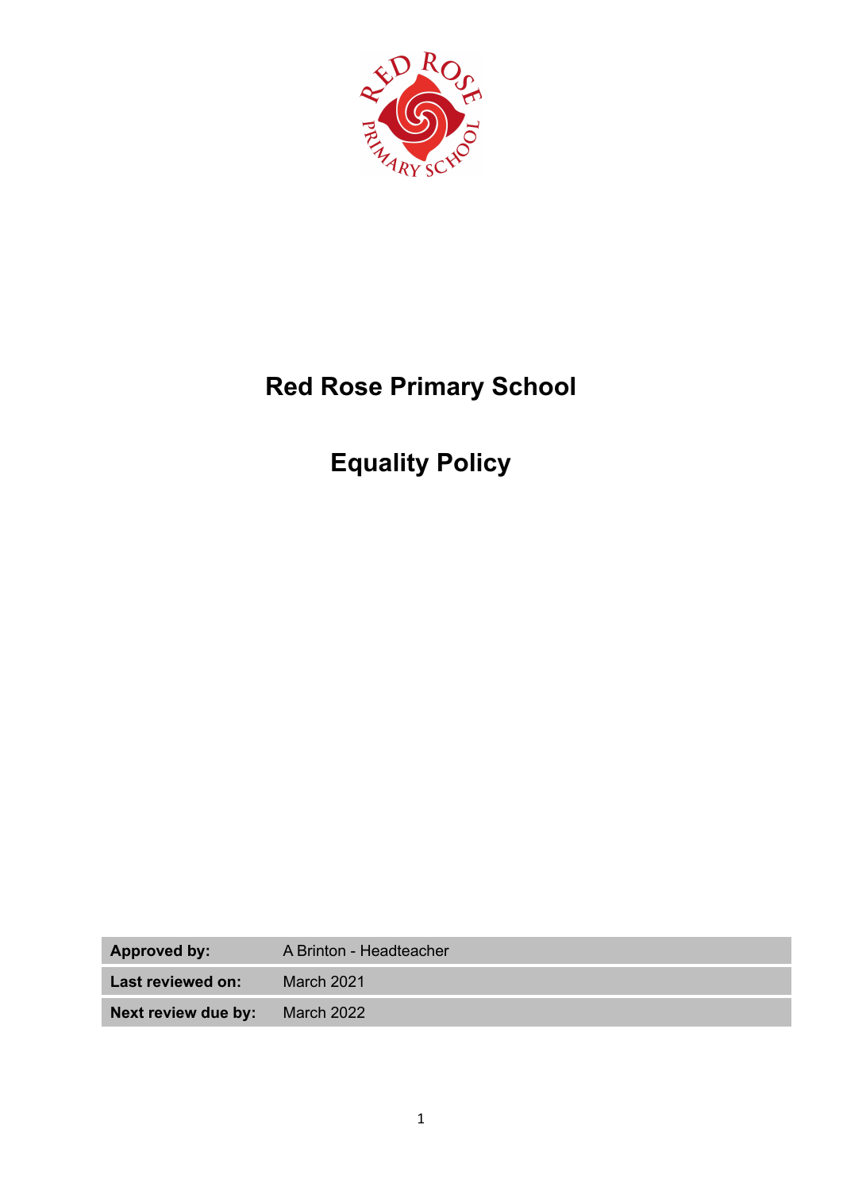# Red Rose Primary School

# Equality Policy

| | |
|---|---|
| **Approved by:** | A Brinton - Headteacher |
| **Last reviewed on:** | March 2021 |
| **Next review due by:** | March 2022 |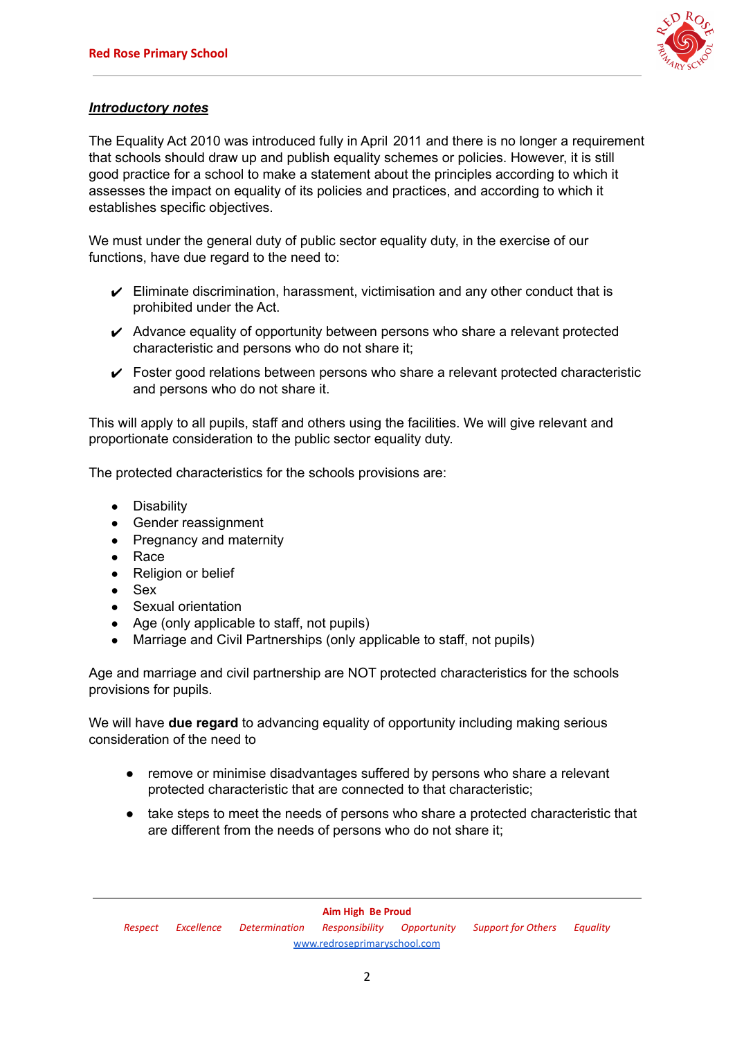***Introductory notes***

The Equality Act 2010 was introduced fully in April 2011 and there is no longer a requirement that schools should draw up and publish equality schemes or policies. However, it is still good practice for a school to make a statement about the principles according to which it assesses the impact on equality of its policies and practices, and according to which it establishes specific objectives.

We must under the general duty of public sector equality duty, in the exercise of our functions, have due regard to the need to:

- ✔ Eliminate discrimination, harassment, victimisation and any other conduct that is prohibited under the Act.
- ✔ Advance equality of opportunity between persons who share a relevant protected characteristic and persons who do not share it;
- ✔ Foster good relations between persons who share a relevant protected characteristic and persons who do not share it.

This will apply to all pupils, staff and others using the facilities. We will give relevant and proportionate consideration to the public sector equality duty.

The protected characteristics for the schools provisions are:

- Disability
- Gender reassignment
- Pregnancy and maternity
- Race
- Religion or belief
- Sex
- Sexual orientation
- Age (only applicable to staff, not pupils)
- Marriage and Civil Partnerships (only applicable to staff, not pupils)

Age and marriage and civil partnership are NOT protected characteristics for the schools provisions for pupils.

We will have **due regard** to advancing equality of opportunity including making serious consideration of the need to

- remove or minimise disadvantages suffered by persons who share a relevant protected characteristic that are connected to that characteristic;
- take steps to meet the needs of persons who share a protected characteristic that are different from the needs of persons who do not share it;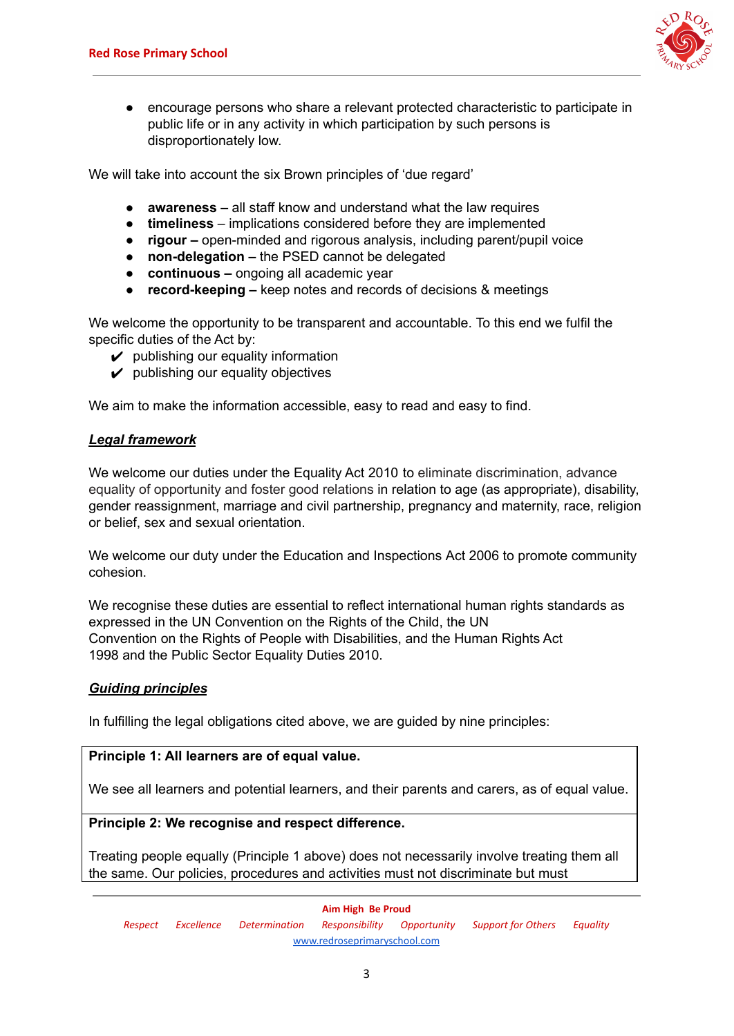- encourage persons who share a relevant protected characteristic to participate in public life or in any activity in which participation by such persons is disproportionately low.

We will take into account the six Brown principles of 'due regard'

- **awareness –** all staff know and understand what the law requires
- **timeliness** – implications considered before they are implemented
- **rigour –** open-minded and rigorous analysis, including parent/pupil voice
- **non-delegation –** the PSED cannot be delegated
- **continuous –** ongoing all academic year
- **record-keeping –** keep notes and records of decisions & meetings

We welcome the opportunity to be transparent and accountable. To this end we fulfil the specific duties of the Act by:

- ✔ publishing our equality information
- ✔ publishing our equality objectives

We aim to make the information accessible, easy to read and easy to find.

***Legal framework***

We welcome our duties under the Equality Act 2010 to eliminate discrimination, advance equality of opportunity and foster good relations in relation to age (as appropriate), disability, gender reassignment, marriage and civil partnership, pregnancy and maternity, race, religion or belief, sex and sexual orientation.

We welcome our duty under the Education and Inspections Act 2006 to promote community cohesion.

We recognise these duties are essential to reflect international human rights standards as expressed in the UN Convention on the Rights of the Child, the UN Convention on the Rights of People with Disabilities, and the Human Rights Act 1998 and the Public Sector Equality Duties 2010.

***Guiding principles***

In fulfilling the legal obligations cited above, we are guided by nine principles:

| **Principle 1: All learners are of equal value.** |
|---|
| We see all learners and potential learners, and their parents and carers, as of equal value. |
| **Principle 2: We recognise and respect difference.** |
| Treating people equally (Principle 1 above) does not necessarily involve treating them all the same. Our policies, procedures and activities must not discriminate but must |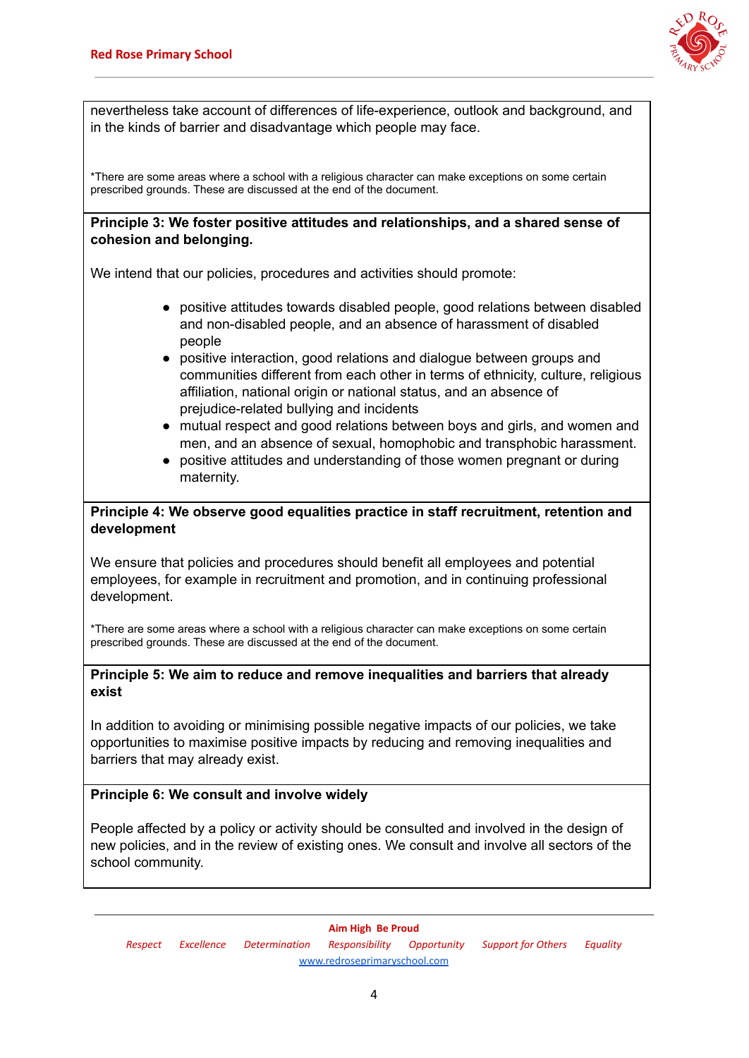nevertheless take account of differences of life-experience, outlook and background, and in the kinds of barrier and disadvantage which people may face.

*There are some areas where a school with a religious character can make exceptions on some certain prescribed grounds. These are discussed at the end of the document.

**Principle 3: We foster positive attitudes and relationships, and a shared sense of cohesion and belonging.**

We intend that our policies, procedures and activities should promote:

- positive attitudes towards disabled people, good relations between disabled and non-disabled people, and an absence of harassment of disabled people
- positive interaction, good relations and dialogue between groups and communities different from each other in terms of ethnicity, culture, religious affiliation, national origin or national status, and an absence of prejudice-related bullying and incidents
- mutual respect and good relations between boys and girls, and women and men, and an absence of sexual, homophobic and transphobic harassment.
- positive attitudes and understanding of those women pregnant or during maternity.

**Principle 4: We observe good equalities practice in staff recruitment, retention and development**

We ensure that policies and procedures should benefit all employees and potential employees, for example in recruitment and promotion, and in continuing professional development.

*There are some areas where a school with a religious character can make exceptions on some certain prescribed grounds. These are discussed at the end of the document.

**Principle 5: We aim to reduce and remove inequalities and barriers that already exist**

In addition to avoiding or minimising possible negative impacts of our policies, we take opportunities to maximise positive impacts by reducing and removing inequalities and barriers that may already exist.

**Principle 6: We consult and involve widely**

People affected by a policy or activity should be consulted and involved in the design of new policies, and in the review of existing ones. We consult and involve all sectors of the school community.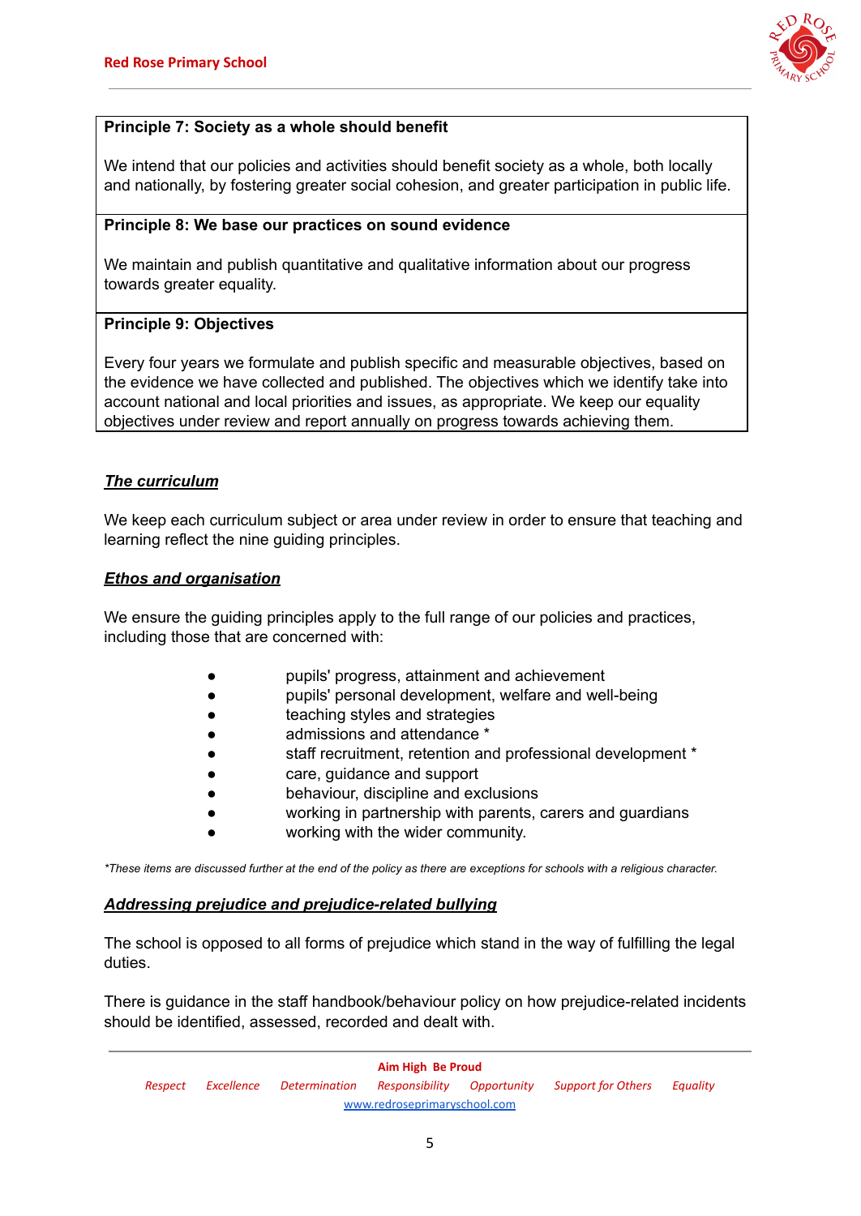**Principle 7: Society as a whole should benefit**

We intend that our policies and activities should benefit society as a whole, both locally and nationally, by fostering greater social cohesion, and greater participation in public life.

**Principle 8: We base our practices on sound evidence**

We maintain and publish quantitative and qualitative information about our progress towards greater equality.

**Principle 9: Objectives**

Every four years we formulate and publish specific and measurable objectives, based on the evidence we have collected and published. The objectives which we identify take into account national and local priorities and issues, as appropriate. We keep our equality objectives under review and report annually on progress towards achieving them.

### ***The curriculum***

We keep each curriculum subject or area under review in order to ensure that teaching and learning reflect the nine guiding principles.

### ***Ethos and organisation***

We ensure the guiding principles apply to the full range of our policies and practices, including those that are concerned with:

- pupils' progress, attainment and achievement
- pupils' personal development, welfare and well-being
- teaching styles and strategies
- admissions and attendance *
- staff recruitment, retention and professional development *
- care, guidance and support
- behaviour, discipline and exclusions
- working in partnership with parents, carers and guardians
- working with the wider community.

*\*These items are discussed further at the end of the policy as there are exceptions for schools with a religious character.*

### ***Addressing prejudice and prejudice-related bullying***

The school is opposed to all forms of prejudice which stand in the way of fulfilling the legal duties.

There is guidance in the staff handbook/behaviour policy on how prejudice-related incidents should be identified, assessed, recorded and dealt with.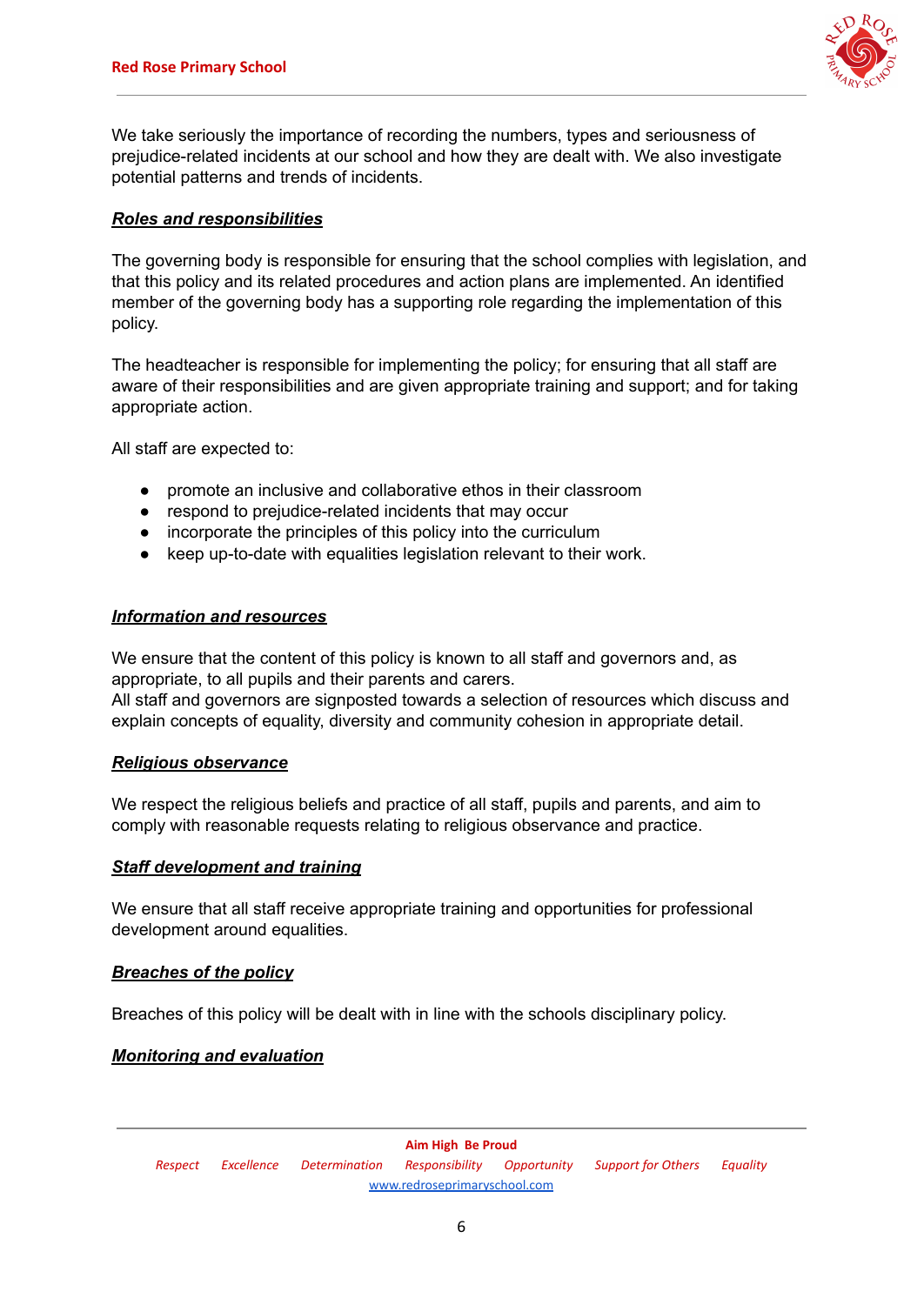We take seriously the importance of recording the numbers, types and seriousness of prejudice-related incidents at our school and how they are dealt with. We also investigate potential patterns and trends of incidents.

## ***Roles and responsibilities***

The governing body is responsible for ensuring that the school complies with legislation, and that this policy and its related procedures and action plans are implemented. An identified member of the governing body has a supporting role regarding the implementation of this policy.

The headteacher is responsible for implementing the policy; for ensuring that all staff are aware of their responsibilities and are given appropriate training and support; and for taking appropriate action.

All staff are expected to:

- promote an inclusive and collaborative ethos in their classroom
- respond to prejudice-related incidents that may occur
- incorporate the principles of this policy into the curriculum
- keep up-to-date with equalities legislation relevant to their work.

## ***Information and resources***

We ensure that the content of this policy is known to all staff and governors and, as appropriate, to all pupils and their parents and carers.
All staff and governors are signposted towards a selection of resources which discuss and explain concepts of equality, diversity and community cohesion in appropriate detail.

## ***Religious observance***

We respect the religious beliefs and practice of all staff, pupils and parents, and aim to comply with reasonable requests relating to religious observance and practice.

## ***Staff development and training***

We ensure that all staff receive appropriate training and opportunities for professional development around equalities.

## ***Breaches of the policy***

Breaches of this policy will be dealt with in line with the schools disciplinary policy.

## ***Monitoring and evaluation***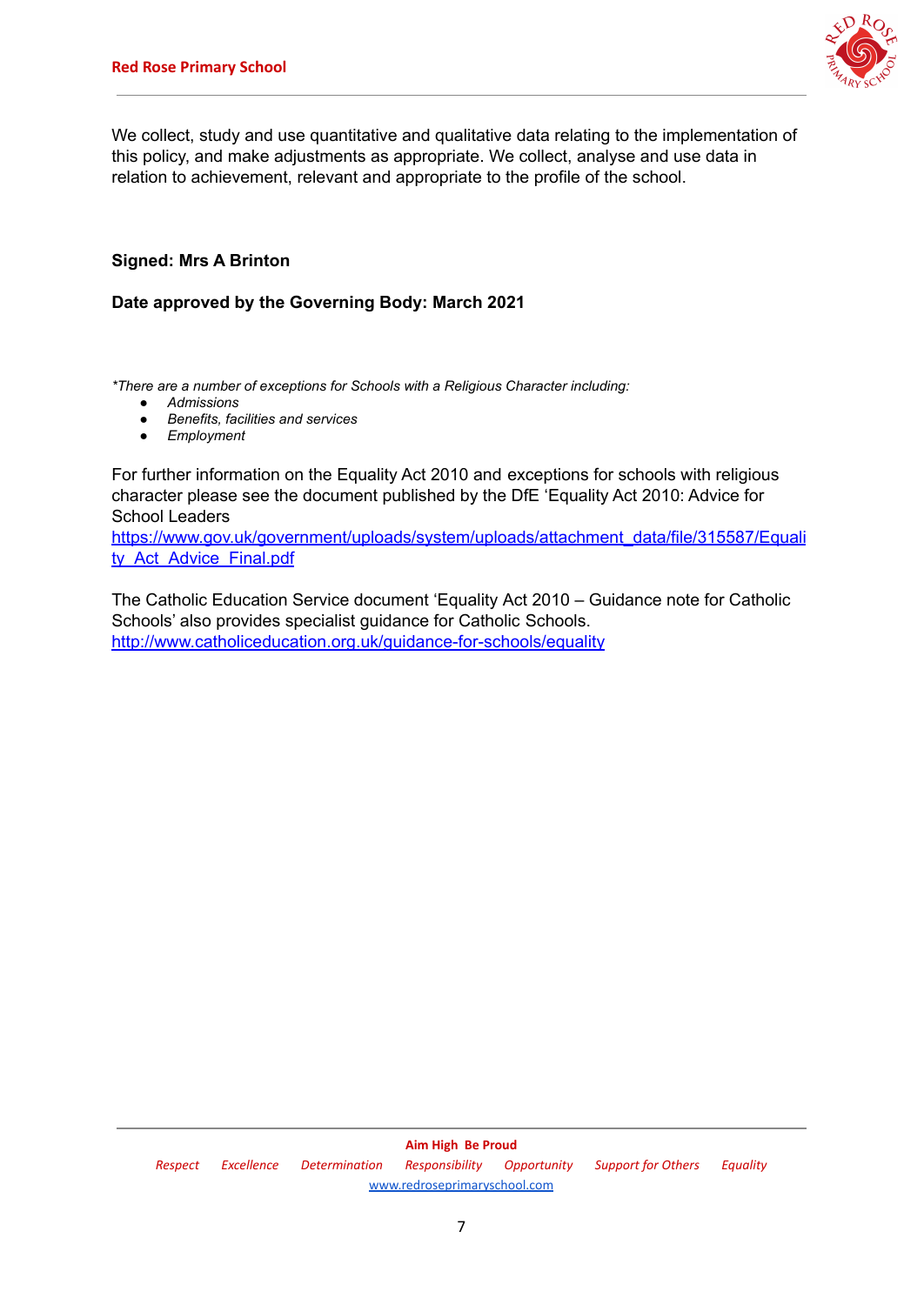We collect, study and use quantitative and qualitative data relating to the implementation of this policy, and make adjustments as appropriate. We collect, analyse and use data in relation to achievement, relevant and appropriate to the profile of the school.

**Signed: Mrs A Brinton**

**Date approved by the Governing Body: March 2021**

**There are a number of exceptions for Schools with a Religious Character including:*

- *Admissions*
- *Benefits, facilities and services*
- *Employment*

For further information on the Equality Act 2010 and exceptions for schools with religious character please see the document published by the DfE 'Equality Act 2010: Advice for School Leaders
https://www.gov.uk/government/uploads/system/uploads/attachment_data/file/315587/Equality_Act_Advice_Final.pdf

The Catholic Education Service document 'Equality Act 2010 – Guidance note for Catholic Schools' also provides specialist guidance for Catholic Schools.
http://www.catholiceducation.org.uk/guidance-for-schools/equality